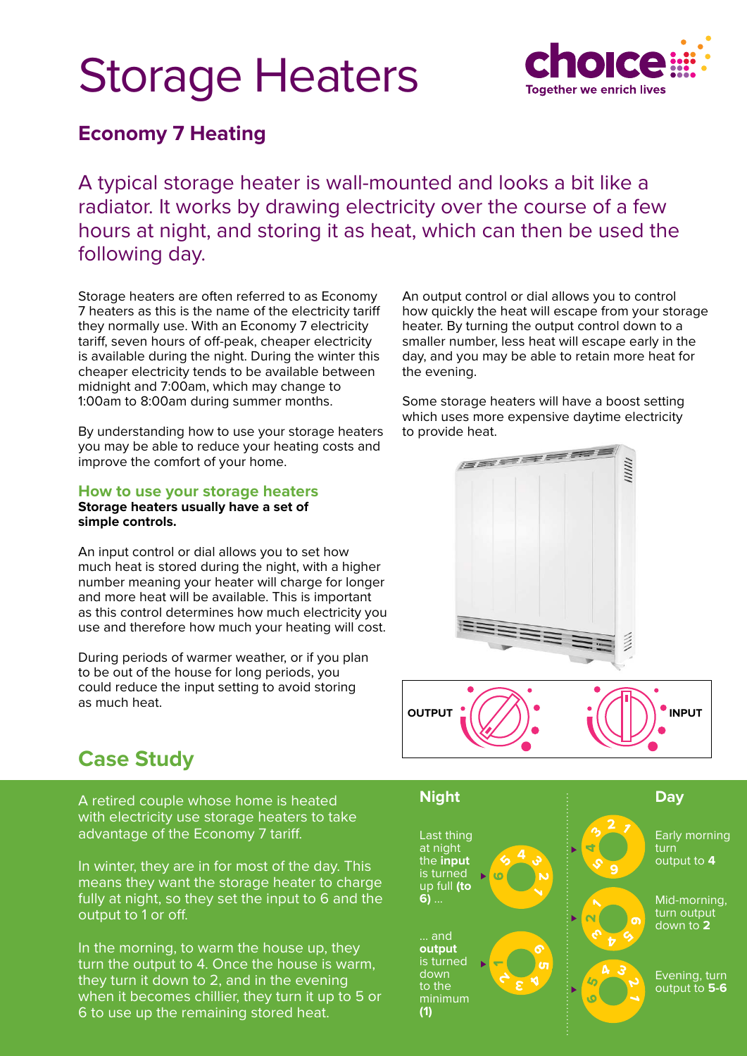# Storage Heaters

choice
Together we enrich lives

## Economy 7 Heating

A typical storage heater is wall-mounted and looks a bit like a radiator. It works by drawing electricity over the course of a few hours at night, and storing it as heat, which can then be used the following day.

Storage heaters are often referred to as Economy 7 heaters as this is the name of the electricity tariff they normally use. With an Economy 7 electricity tariff, seven hours of off-peak, cheaper electricity is available during the night. During the winter this cheaper electricity tends to be available between midnight and 7:00am, which may change to 1:00am to 8:00am during summer months.

By understanding how to use your storage heaters you may be able to reduce your heating costs and improve the comfort of your home.

### How to use your storage heaters

**Storage heaters usually have a set of simple controls.**

An input control or dial allows you to set how much heat is stored during the night, with a higher number meaning your heater will charge for longer and more heat will be available. This is important as this control determines how much electricity you use and therefore how much your heating will cost.

During periods of warmer weather, or if you plan to be out of the house for long periods, you could reduce the input setting to avoid storing as much heat.

An output control or dial allows you to control how quickly the heat will escape from your storage heater. By turning the output control down to a smaller number, less heat will escape early in the day, and you may be able to retain more heat for the evening.

Some storage heaters will have a boost setting which uses more expensive daytime electricity to provide heat.

OUTPUT INPUT

## Case Study

A retired couple whose home is heated with electricity use storage heaters to take advantage of the Economy 7 tariff.

In winter, they are in for most of the day. This means they want the storage heater to charge fully at night, so they set the input to 6 and the output to 1 or off.

In the morning, to warm the house up, they turn the output to 4. Once the house is warm, they turn it down to 2, and in the evening when it becomes chillier, they turn it up to 5 or 6 to use up the remaining stored heat.

**Night**

Last thing at night the **input** is turned up full **(to 6)** …

… and **output** is turned down to the minimum **(1)**

**Day**

Early morning turn output to **4**

Mid-morning, turn output down to **2**

Evening, turn output to **5-6**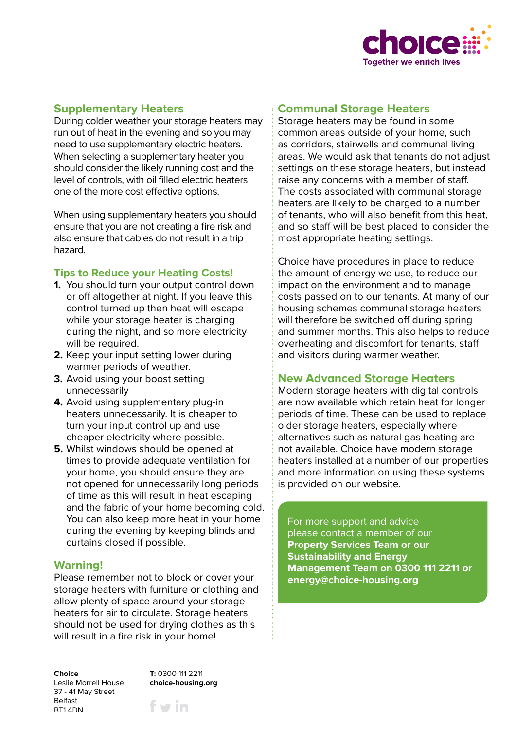## Supplementary Heaters

During colder weather your storage heaters may run out of heat in the evening and so you may need to use supplementary electric heaters. When selecting a supplementary heater you should consider the likely running cost and the level of controls, with oil filled electric heaters one of the more cost effective options.

When using supplementary heaters you should ensure that you are not creating a fire risk and also ensure that cables do not result in a trip hazard.

## Tips to Reduce your Heating Costs!

1. You should turn your output control down or off altogether at night. If you leave this control turned up then heat will escape while your storage heater is charging during the night, and so more electricity will be required.
2. Keep your input setting lower during warmer periods of weather.
3. Avoid using your boost setting unnecessarily
4. Avoid using supplementary plug-in heaters unnecessarily. It is cheaper to turn your input control up and use cheaper electricity where possible.
5. Whilst windows should be opened at times to provide adequate ventilation for your home, you should ensure they are not opened for unnecessarily long periods of time as this will result in heat escaping and the fabric of your home becoming cold. You can also keep more heat in your home during the evening by keeping blinds and curtains closed if possible.

## Warning!

Please remember not to block or cover your storage heaters with furniture or clothing and allow plenty of space around your storage heaters for air to circulate. Storage heaters should not be used for drying clothes as this will result in a fire risk in your home!

## Communal Storage Heaters

Storage heaters may be found in some common areas outside of your home, such as corridors, stairwells and communal living areas. We would ask that tenants do not adjust settings on these storage heaters, but instead raise any concerns with a member of staff. The costs associated with communal storage heaters are likely to be charged to a number of tenants, who will also benefit from this heat, and so staff will be best placed to consider the most appropriate heating settings.

Choice have procedures in place to reduce the amount of energy we use, to reduce our impact on the environment and to manage costs passed on to our tenants. At many of our housing schemes communal storage heaters will therefore be switched off during spring and summer months. This also helps to reduce overheating and discomfort for tenants, staff and visitors during warmer weather.

## New Advanced Storage Heaters

Modern storage heaters with digital controls are now available which retain heat for longer periods of time. These can be used to replace older storage heaters, especially where alternatives such as natural gas heating are not available. Choice have modern storage heaters installed at a number of our properties and more information on using these systems is provided on our website.

For more support and advice please contact a member of our **Property Services Team or our Sustainability and Energy Management Team on 0300 111 2211 or energy@choice-housing.org**

**Choice**
Leslie Morrell House
37 - 41 May Street
Belfast
BT1 4DN

**T:** 0300 111 2211
**choice-housing.org**